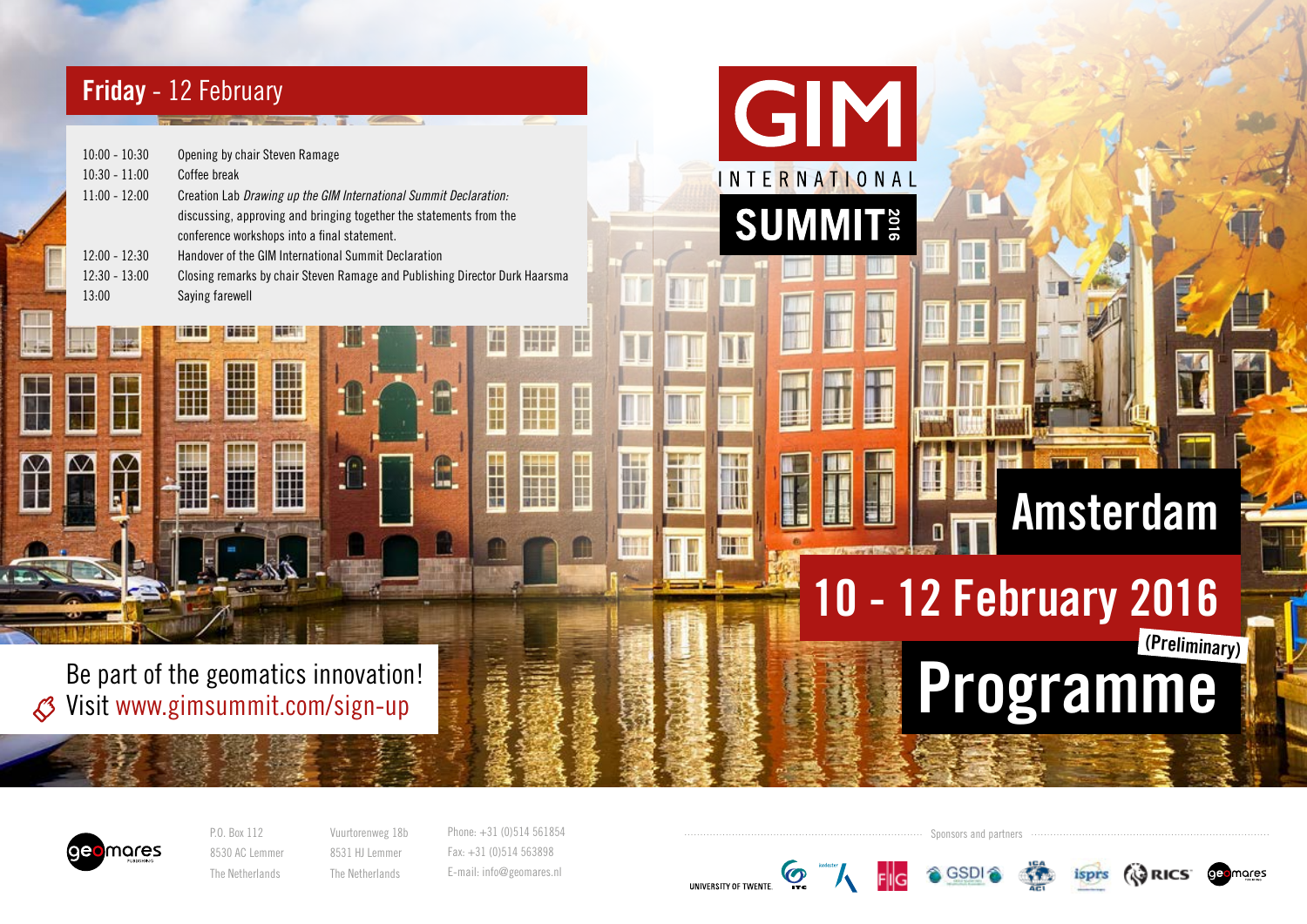## Friday - 12 February

| | |
|---|---|
| 10:00 - 10:30 | Opening by chair Steven Ramage |
| 10:30 - 11:00 | Coffee break |
| 11:00 - 12:00 | Creation Lab *Drawing up the GIM International Summit Declaration:* discussing, approving and bringing together the statements from the conference workshops into a final statement. |
| 12:00 - 12:30 | Handover of the GIM International Summit Declaration |
| 12:30 - 13:00 | Closing remarks by chair Steven Ramage and Publishing Director Durk Haarsma |
| 13:00 | Saying farewell |

# GIM INTERNATIONAL SUMMIT 2016

# Amsterdam

# 10 - 12 February 2016

# Programme (Preliminary)

Be part of the geomatics innovation!
Visit www.gimsummit.com/sign-up

geomares

P.O. Box 112
8530 AC Lemmer
The Netherlands

Vuurtorenweg 18b
8531 HJ Lemmer
The Netherlands

Phone: +31 (0)514 561854
Fax: +31 (0)514 563898
E-mail: info@geomares.nl

Sponsors and partners

UNIVERSITY OF TWENTE. ITC kadaster FIG GSDI ICA isprs RICS geomares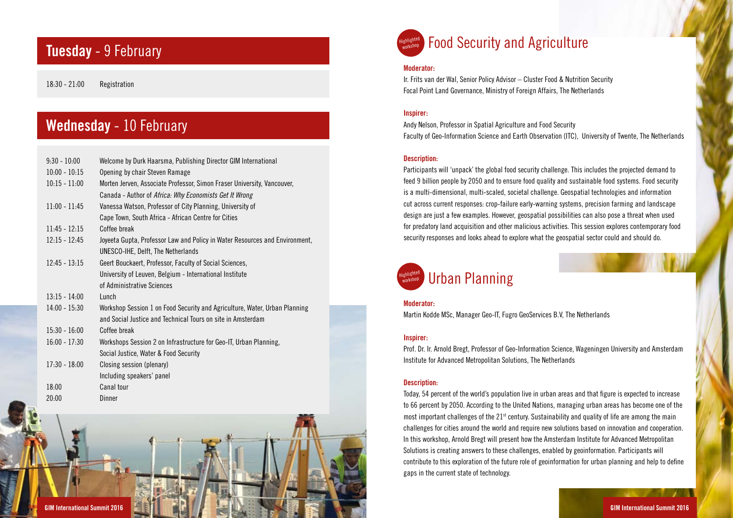## **Tuesday** - 9 February

| | |
|---|---|
| 18:30 - 21:00 | Registration |

## **Wednesday** - 10 February

| | |
|---|---|
| 9:30 - 10:00 | Welcome by Durk Haarsma, Publishing Director GIM International |
| 10:00 - 10:15 | Opening by chair Steven Ramage |
| 10:15 - 11:00 | Morten Jerven, Associate Professor, Simon Fraser University, Vancouver, Canada - Author of *Africa: Why Economists Get It Wrong* |
| 11:00 - 11:45 | Vanessa Watson, Professor of City Planning, University of Cape Town, South Africa - African Centre for Cities |
| 11:45 - 12:15 | Coffee break |
| 12:15 - 12:45 | Joyeeta Gupta, Professor Law and Policy in Water Resources and Environment, UNESCO-IHE, Delft, The Netherlands |
| 12:45 - 13:15 | Geert Bouckaert, Professor, Faculty of Social Sciences, University of Leuven, Belgium - International Institute of Administrative Sciences |
| 13:15 - 14:00 | Lunch |
| 14:00 - 15:30 | Workshop Session 1 on Food Security and Agriculture, Water, Urban Planning and Social Justice and Technical Tours on site in Amsterdam |
| 15:30 - 16:00 | Coffee break |
| 16:00 - 17:30 | Workshops Session 2 on Infrastructure for Geo-IT, Urban Planning, Social Justice, Water & Food Security |
| 17:30 - 18:00 | Closing session (plenary) Including speakers' panel |
| 18:00 | Canal tour |
| 20:00 | Dinner |

## Food Security and Agriculture

Highlighted workshop

**Moderator:**

Ir. Frits van der Wal, Senior Policy Advisor – Cluster Food & Nutrition Security
Focal Point Land Governance, Ministry of Foreign Affairs, The Netherlands

**Inspirer:**

Andy Nelson, Professor in Spatial Agriculture and Food Security
Faculty of Geo-Information Science and Earth Observation (ITC), University of Twente, The Netherlands

**Description:**

Participants will 'unpack' the global food security challenge. This includes the projected demand to feed 9 billion people by 2050 and to ensure food quality and sustainable food systems. Food security is a multi-dimensional, multi-scaled, societal challenge. Geospatial technologies and information cut across current responses: crop-failure early-warning systems, precision farming and landscape design are just a few examples. However, geospatial possibilities can also pose a threat when used for predatory land acquisition and other malicious activities. This session explores contemporary food security responses and looks ahead to explore what the geospatial sector could and should do.

## Urban Planning

Highlighted workshop

**Moderator:**

Martin Kodde MSc, Manager Geo-IT, Fugro GeoServices B.V, The Netherlands

**Inspirer:**

Prof. Dr. Ir. Arnold Bregt, Professor of Geo-Information Science, Wageningen University and Amsterdam Institute for Advanced Metropolitan Solutions, The Netherlands

**Description:**

Today, 54 percent of the world's population live in urban areas and that figure is expected to increase to 66 percent by 2050. According to the United Nations, managing urban areas has become one of the most important challenges of the 21st century. Sustainability and quality of life are among the main challenges for cities around the world and require new solutions based on innovation and cooperation. In this workshop, Arnold Bregt will present how the Amsterdam Institute for Advanced Metropolitan Solutions is creating answers to these challenges, enabled by geoinformation. Participants will contribute to this exploration of the future role of geoinformation for urban planning and help to define gaps in the current state of technology.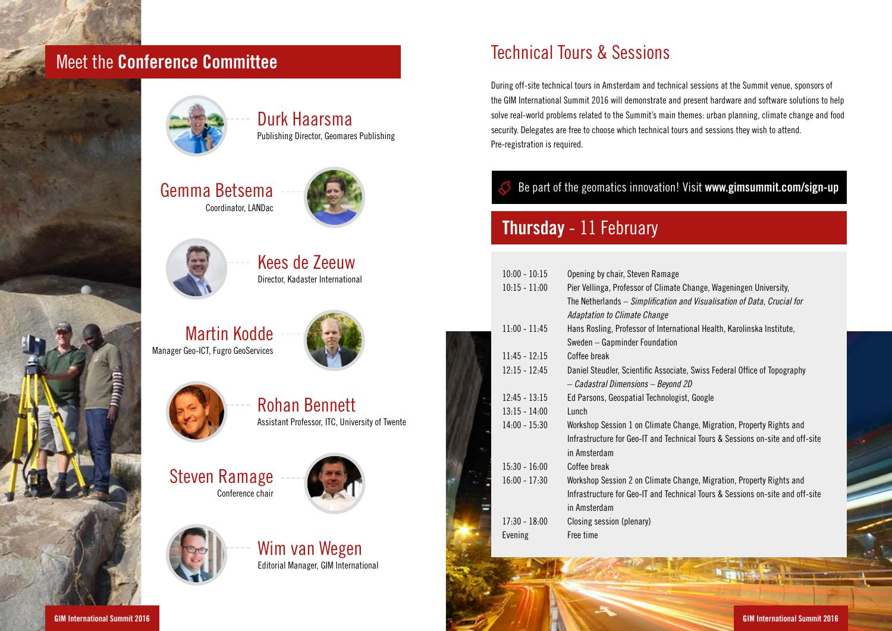## Meet the **Conference Committee**

**Durk Haarsma**
Publishing Director, Geomares Publishing

**Gemma Betsema**
Coordinator, LANDac

**Kees de Zeeuw**
Director, Kadaster International

**Martin Kodde**
Manager Geo-ICT, Fugro GeoServices

**Rohan Bennett**
Assistant Professor, ITC, University of Twente

**Steven Ramage**
Conference chair

**Wim van Wegen**
Editorial Manager, GIM International

## Technical Tours & Sessions

During off-site technical tours in Amsterdam and technical sessions at the Summit venue, sponsors of the GIM International Summit 2016 will demonstrate and present hardware and software solutions to help solve real-world problems related to the Summit's main themes: urban planning, climate change and food security. Delegates are free to choose which technical tours and sessions they wish to attend. Pre-registration is required.

Be part of the geomatics innovation! Visit **www.gimsummit.com/sign-up**

## **Thursday** - 11 February

| Time | Programme |
|---|---|
| 10:00 - 10:15 | Opening by chair, Steven Ramage |
| 10:15 - 11:00 | Pier Vellinga, Professor of Climate Change, Wageningen University, The Netherlands – *Simplification and Visualisation of Data, Crucial for Adaptation to Climate Change* |
| 11:00 - 11:45 | Hans Rosling, Professor of International Health, Karolinska Institute, Sweden – Gapminder Foundation |
| 11:45 - 12:15 | Coffee break |
| 12:15 - 12:45 | Daniel Steudler, Scientific Associate, Swiss Federal Office of Topography – *Cadastral Dimensions – Beyond 2D* |
| 12:45 - 13:15 | Ed Parsons, Geospatial Technologist, Google |
| 13:15 - 14:00 | Lunch |
| 14:00 - 15:30 | Workshop Session 1 on Climate Change, Migration, Property Rights and Infrastructure for Geo-IT and Technical Tours & Sessions on-site and off-site in Amsterdam |
| 15:30 - 16:00 | Coffee break |
| 16:00 - 17:30 | Workshop Session 2 on Climate Change, Migration, Property Rights and Infrastructure for Geo-IT and Technical Tours & Sessions on-site and off-site in Amsterdam |
| 17:30 - 18:00 | Closing session (plenary) |
| Evening | Free time |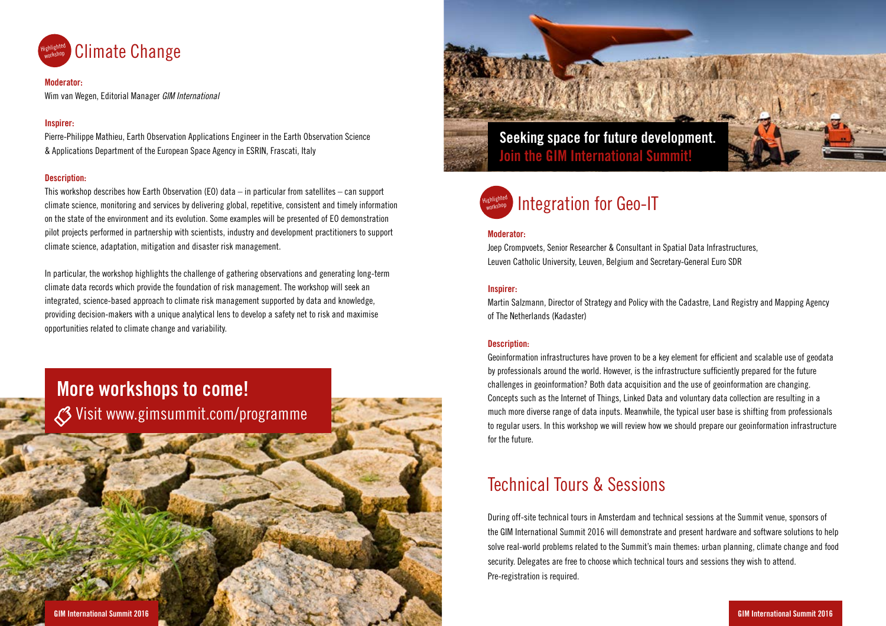## Climate Change

*Highlighted workshop*

**Moderator:**
Wim van Wegen, Editorial Manager *GIM International*

**Inspirer:**
Pierre-Philippe Mathieu, Earth Observation Applications Engineer in the Earth Observation Science & Applications Department of the European Space Agency in ESRIN, Frascati, Italy

**Description:**
This workshop describes how Earth Observation (EO) data – in particular from satellites – can support climate science, monitoring and services by delivering global, repetitive, consistent and timely information on the state of the environment and its evolution. Some examples will be presented of EO demonstration pilot projects performed in partnership with scientists, industry and development practitioners to support climate science, adaptation, mitigation and disaster risk management.

In particular, the workshop highlights the challenge of gathering observations and generating long-term climate data records which provide the foundation of risk management. The workshop will seek an integrated, science-based approach to climate risk management supported by data and knowledge, providing decision-makers with a unique analytical lens to develop a safety net to risk and maximise opportunities related to climate change and variability.

**More workshops to come!**
Visit www.gimsummit.com/programme

**Seeking space for future development.**
**Join the GIM International Summit!**

## Integration for Geo-IT

*Highlighted workshop*

**Moderator:**
Joep Crompvoets, Senior Researcher & Consultant in Spatial Data Infrastructures, Leuven Catholic University, Leuven, Belgium and Secretary-General Euro SDR

**Inspirer:**
Martin Salzmann, Director of Strategy and Policy with the Cadastre, Land Registry and Mapping Agency of The Netherlands (Kadaster)

**Description:**
Geoinformation infrastructures have proven to be a key element for efficient and scalable use of geodata by professionals around the world. However, is the infrastructure sufficiently prepared for the future challenges in geoinformation? Both data acquisition and the use of geoinformation are changing. Concepts such as the Internet of Things, Linked Data and voluntary data collection are resulting in a much more diverse range of data inputs. Meanwhile, the typical user base is shifting from professionals to regular users. In this workshop we will review how we should prepare our geoinformation infrastructure for the future.

## Technical Tours & Sessions

During off-site technical tours in Amsterdam and technical sessions at the Summit venue, sponsors of the GIM International Summit 2016 will demonstrate and present hardware and software solutions to help solve real-world problems related to the Summit's main themes: urban planning, climate change and food security. Delegates are free to choose which technical tours and sessions they wish to attend. Pre-registration is required.